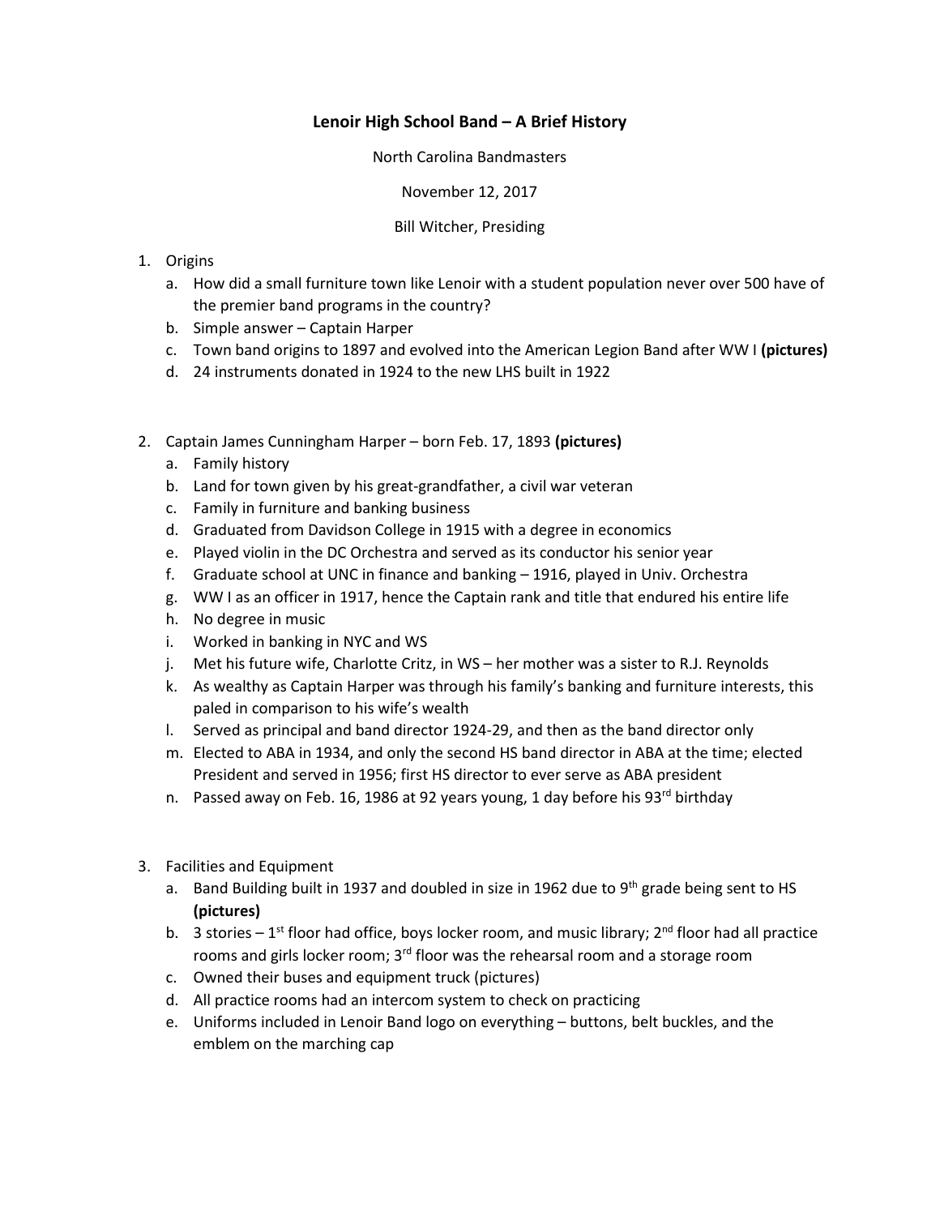# Lenoir High School Band – A Brief History

North Carolina Bandmasters

November 12, 2017

Bill Witcher, Presiding

1. Origins
    a. How did a small furniture town like Lenoir with a student population never over 500 have of the premier band programs in the country?
    b. Simple answer – Captain Harper
    c. Town band origins to 1897 and evolved into the American Legion Band after WW I **(pictures)**
    d. 24 instruments donated in 1924 to the new LHS built in 1922

2. Captain James Cunningham Harper – born Feb. 17, 1893 **(pictures)**
    a. Family history
    b. Land for town given by his great-grandfather, a civil war veteran
    c. Family in furniture and banking business
    d. Graduated from Davidson College in 1915 with a degree in economics
    e. Played violin in the DC Orchestra and served as its conductor his senior year
    f. Graduate school at UNC in finance and banking – 1916, played in Univ. Orchestra
    g. WW I as an officer in 1917, hence the Captain rank and title that endured his entire life
    h. No degree in music
    i. Worked in banking in NYC and WS
    j. Met his future wife, Charlotte Critz, in WS – her mother was a sister to R.J. Reynolds
    k. As wealthy as Captain Harper was through his family's banking and furniture interests, this paled in comparison to his wife's wealth
    l. Served as principal and band director 1924-29, and then as the band director only
    m. Elected to ABA in 1934, and only the second HS band director in ABA at the time; elected President and served in 1956; first HS director to ever serve as ABA president
    n. Passed away on Feb. 16, 1986 at 92 years young, 1 day before his 93rd birthday

3. Facilities and Equipment
    a. Band Building built in 1937 and doubled in size in 1962 due to 9th grade being sent to HS **(pictures)**
    b. 3 stories – 1st floor had office, boys locker room, and music library; 2nd floor had all practice rooms and girls locker room; 3rd floor was the rehearsal room and a storage room
    c. Owned their buses and equipment truck (pictures)
    d. All practice rooms had an intercom system to check on practicing
    e. Uniforms included in Lenoir Band logo on everything – buttons, belt buckles, and the emblem on the marching cap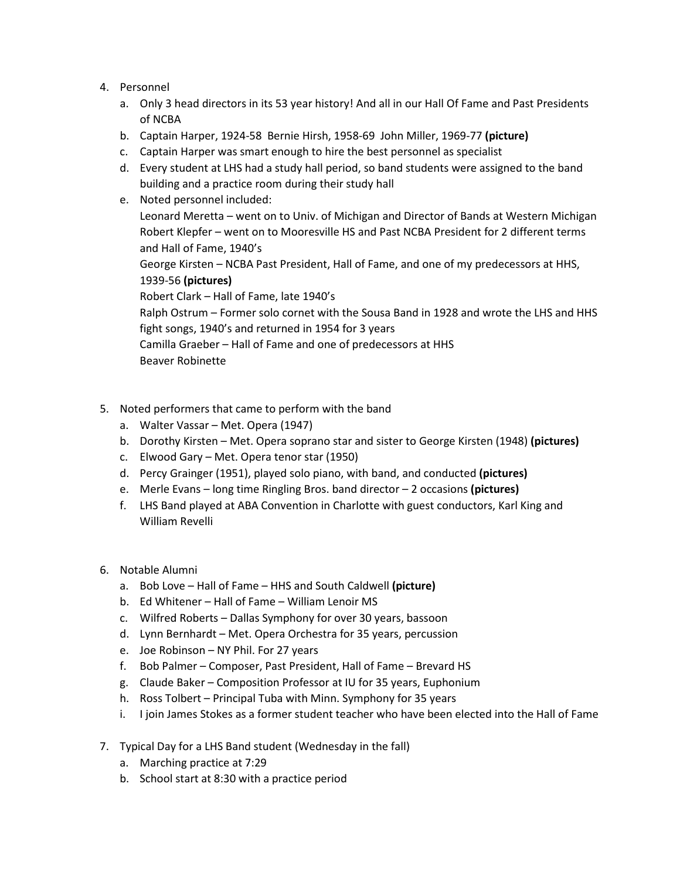4. Personnel
    a. Only 3 head directors in its 53 year history! And all in our Hall Of Fame and Past Presidents of NCBA
    b. Captain Harper, 1924-58  Bernie Hirsh, 1958-69  John Miller, 1969-77 **(picture)**
    c. Captain Harper was smart enough to hire the best personnel as specialist
    d. Every student at LHS had a study hall period, so band students were assigned to the band building and a practice room during their study hall
    e. Noted personnel included:
       Leonard Meretta – went on to Univ. of Michigan and Director of Bands at Western Michigan
       Robert Klepfer – went on to Mooresville HS and Past NCBA President for 2 different terms and Hall of Fame, 1940's
       George Kirsten – NCBA Past President, Hall of Fame, and one of my predecessors at HHS, 1939-56 **(pictures)**
       Robert Clark – Hall of Fame, late 1940's
       Ralph Ostrum – Former solo cornet with the Sousa Band in 1928 and wrote the LHS and HHS fight songs, 1940's and returned in 1954 for 3 years
       Camilla Graeber – Hall of Fame and one of predecessors at HHS
       Beaver Robinette

5. Noted performers that came to perform with the band
    a. Walter Vassar – Met. Opera (1947)
    b. Dorothy Kirsten – Met. Opera soprano star and sister to George Kirsten (1948) **(pictures)**
    c. Elwood Gary – Met. Opera tenor star (1950)
    d. Percy Grainger (1951), played solo piano, with band, and conducted **(pictures)**
    e. Merle Evans – long time Ringling Bros. band director – 2 occasions **(pictures)**
    f. LHS Band played at ABA Convention in Charlotte with guest conductors, Karl King and William Revelli

6. Notable Alumni
    a. Bob Love – Hall of Fame – HHS and South Caldwell **(picture)**
    b. Ed Whitener – Hall of Fame – William Lenoir MS
    c. Wilfred Roberts – Dallas Symphony for over 30 years, bassoon
    d. Lynn Bernhardt – Met. Opera Orchestra for 35 years, percussion
    e. Joe Robinson – NY Phil. For 27 years
    f. Bob Palmer – Composer, Past President, Hall of Fame – Brevard HS
    g. Claude Baker – Composition Professor at IU for 35 years, Euphonium
    h. Ross Tolbert – Principal Tuba with Minn. Symphony for 35 years
    i. I join James Stokes as a former student teacher who have been elected into the Hall of Fame

7. Typical Day for a LHS Band student (Wednesday in the fall)
    a. Marching practice at 7:29
    b. School start at 8:30 with a practice period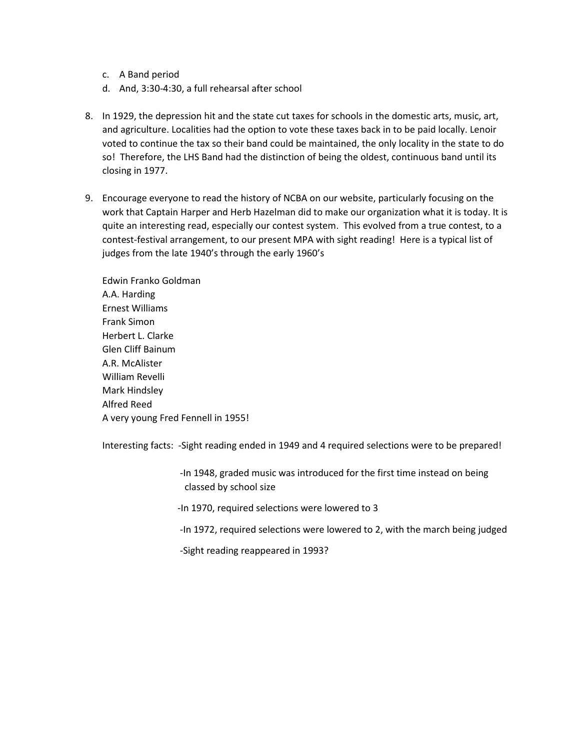c. A Band period
d. And, 3:30-4:30, a full rehearsal after school

8. In 1929, the depression hit and the state cut taxes for schools in the domestic arts, music, art, and agriculture. Localities had the option to vote these taxes back in to be paid locally. Lenoir voted to continue the tax so their band could be maintained, the only locality in the state to do so! Therefore, the LHS Band had the distinction of being the oldest, continuous band until its closing in 1977.

9. Encourage everyone to read the history of NCBA on our website, particularly focusing on the work that Captain Harper and Herb Hazelman did to make our organization what it is today. It is quite an interesting read, especially our contest system. This evolved from a true contest, to a contest-festival arrangement, to our present MPA with sight reading! Here is a typical list of judges from the late 1940's through the early 1960's

   Edwin Franko Goldman
   A.A. Harding
   Ernest Williams
   Frank Simon
   Herbert L. Clarke
   Glen Cliff Bainum
   A.R. McAlister
   William Revelli
   Mark Hindsley
   Alfred Reed
   A very young Fred Fennell in 1955!

   Interesting facts:
   - Sight reading ended in 1949 and 4 required selections were to be prepared!
   - In 1948, graded music was introduced for the first time instead on being classed by school size
   - In 1970, required selections were lowered to 3
   - In 1972, required selections were lowered to 2, with the march being judged
   - Sight reading reappeared in 1993?